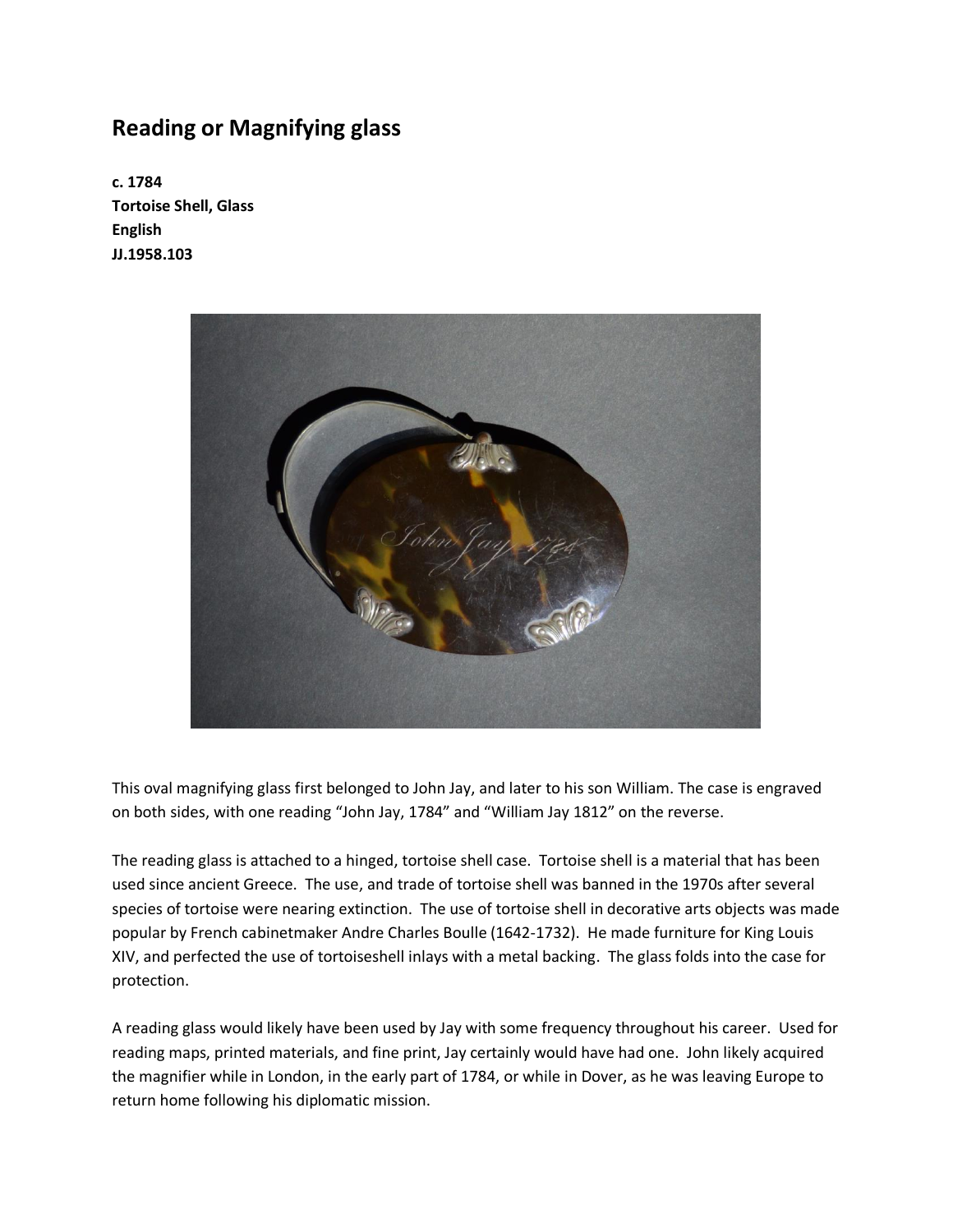# Reading or Magnifying glass

**c. 1784**
**Tortoise Shell, Glass**
**English**
**JJ.1958.103**

This oval magnifying glass first belonged to John Jay, and later to his son William. The case is engraved on both sides, with one reading "John Jay, 1784" and "William Jay 1812" on the reverse.

The reading glass is attached to a hinged, tortoise shell case. Tortoise shell is a material that has been used since ancient Greece. The use, and trade of tortoise shell was banned in the 1970s after several species of tortoise were nearing extinction. The use of tortoise shell in decorative arts objects was made popular by French cabinetmaker Andre Charles Boulle (1642-1732). He made furniture for King Louis XIV, and perfected the use of tortoiseshell inlays with a metal backing. The glass folds into the case for protection.

A reading glass would likely have been used by Jay with some frequency throughout his career. Used for reading maps, printed materials, and fine print, Jay certainly would have had one. John likely acquired the magnifier while in London, in the early part of 1784, or while in Dover, as he was leaving Europe to return home following his diplomatic mission.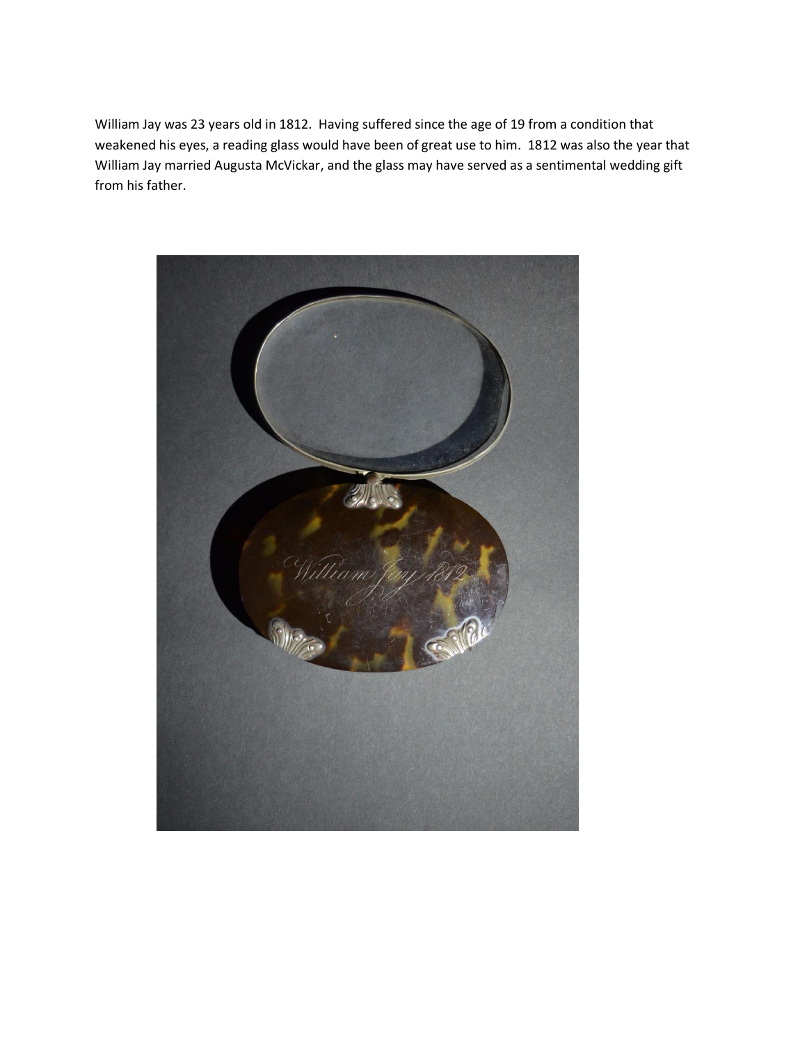William Jay was 23 years old in 1812. Having suffered since the age of 19 from a condition that weakened his eyes, a reading glass would have been of great use to him. 1812 was also the year that William Jay married Augusta McVickar, and the glass may have served as a sentimental wedding gift from his father.